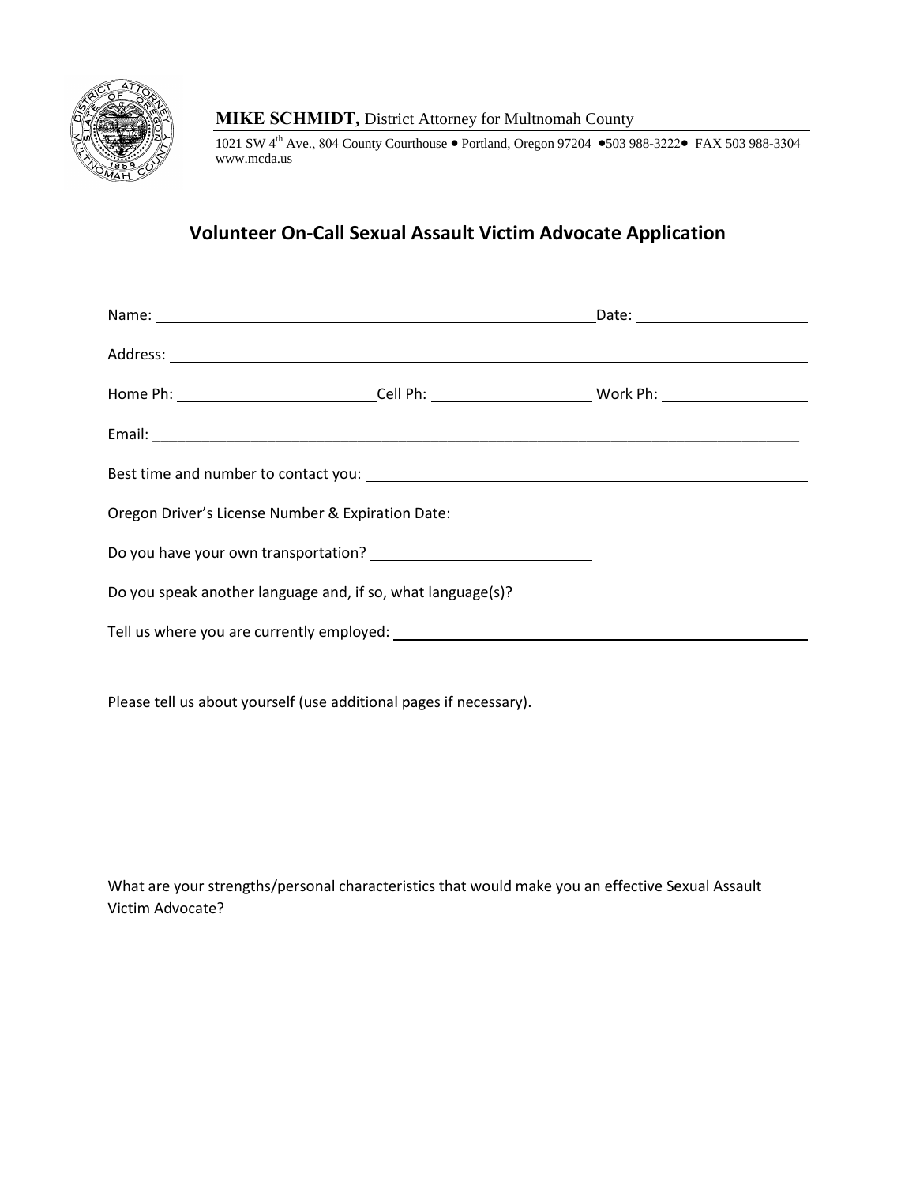**MIKE SCHMIDT,** District Attorney for Multnomah County

1021 SW 4th Ave., 804 County Courthouse • Portland, Oregon 97204 •503 988-3222• FAX 503 988-3304
www.mcda.us

## Volunteer On-Call Sexual Assault Victim Advocate Application

Name: ______________________________________________ Date: ____________________

Address: ____________________________________________________________________

Home Ph: ______________________ Cell Ph: ____________________ Work Ph: __________________

Email: ______________________________________________________________________

Best time and number to contact you: ___________________________________________

Oregon Driver's License Number & Expiration Date: _______________________________

Do you have your own transportation? _________________________

Do you speak another language and, if so, what language(s)? _______________________

Tell us where you are currently employed: _______________________________________

Please tell us about yourself (use additional pages if necessary).

What are your strengths/personal characteristics that would make you an effective Sexual Assault Victim Advocate?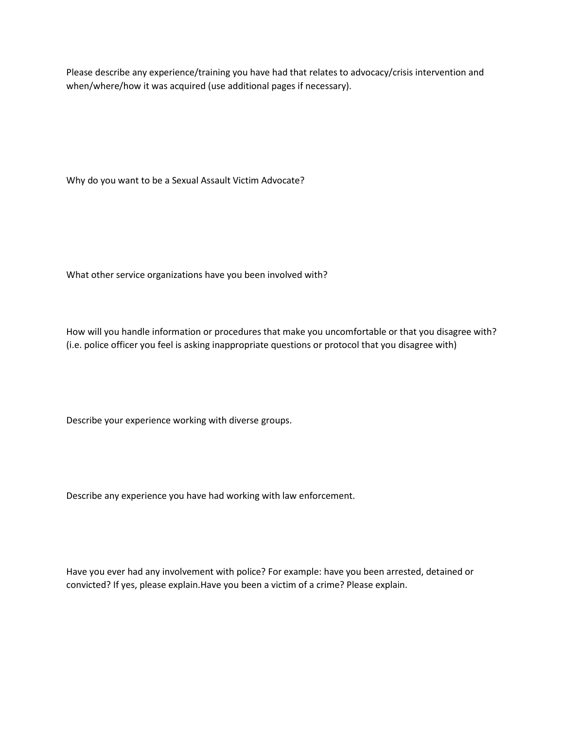Please describe any experience/training you have had that relates to advocacy/crisis intervention and when/where/how it was acquired (use additional pages if necessary).

Why do you want to be a Sexual Assault Victim Advocate?

What other service organizations have you been involved with?

How will you handle information or procedures that make you uncomfortable or that you disagree with? (i.e. police officer you feel is asking inappropriate questions or protocol that you disagree with)

Describe your experience working with diverse groups.

Describe any experience you have had working with law enforcement.

Have you ever had any involvement with police? For example: have you been arrested, detained or convicted? If yes, please explain.Have you been a victim of a crime? Please explain.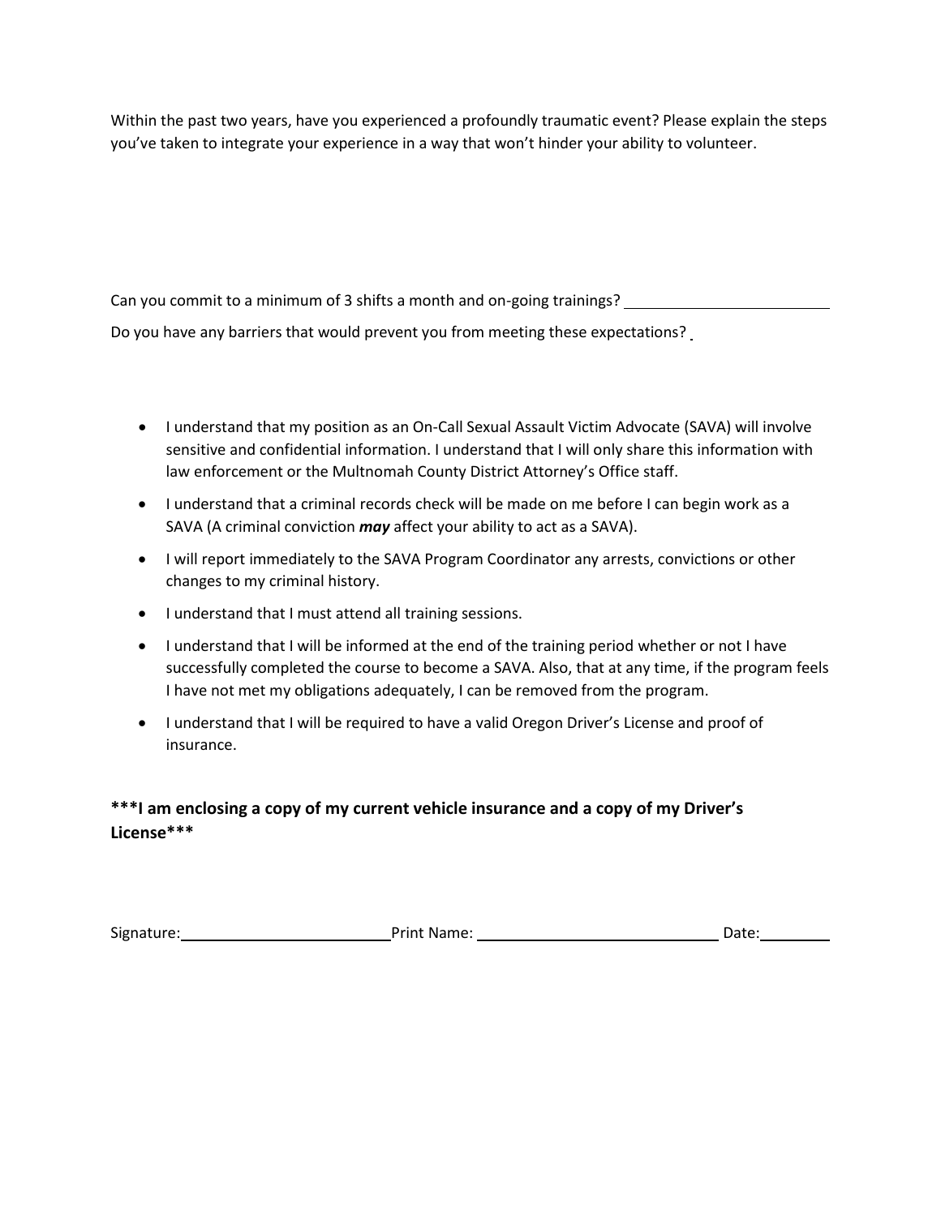Within the past two years, have you experienced a profoundly traumatic event? Please explain the steps you've taken to integrate your experience in a way that won't hinder your ability to volunteer.

Can you commit to a minimum of 3 shifts a month and on-going trainings? ________________________

Do you have any barriers that would prevent you from meeting these expectations? 

- I understand that my position as an On-Call Sexual Assault Victim Advocate (SAVA) will involve sensitive and confidential information. I understand that I will only share this information with law enforcement or the Multnomah County District Attorney's Office staff.
- I understand that a criminal records check will be made on me before I can begin work as a SAVA (A criminal conviction ***may*** affect your ability to act as a SAVA).
- I will report immediately to the SAVA Program Coordinator any arrests, convictions or other changes to my criminal history.
- I understand that I must attend all training sessions.
- I understand that I will be informed at the end of the training period whether or not I have successfully completed the course to become a SAVA. Also, that at any time, if the program feels I have not met my obligations adequately, I can be removed from the program.
- I understand that I will be required to have a valid Oregon Driver's License and proof of insurance.

**\*\*\*I am enclosing a copy of my current vehicle insurance and a copy of my Driver's License\*\*\***

Signature:________________________ Print Name: ____________________________ Date:________